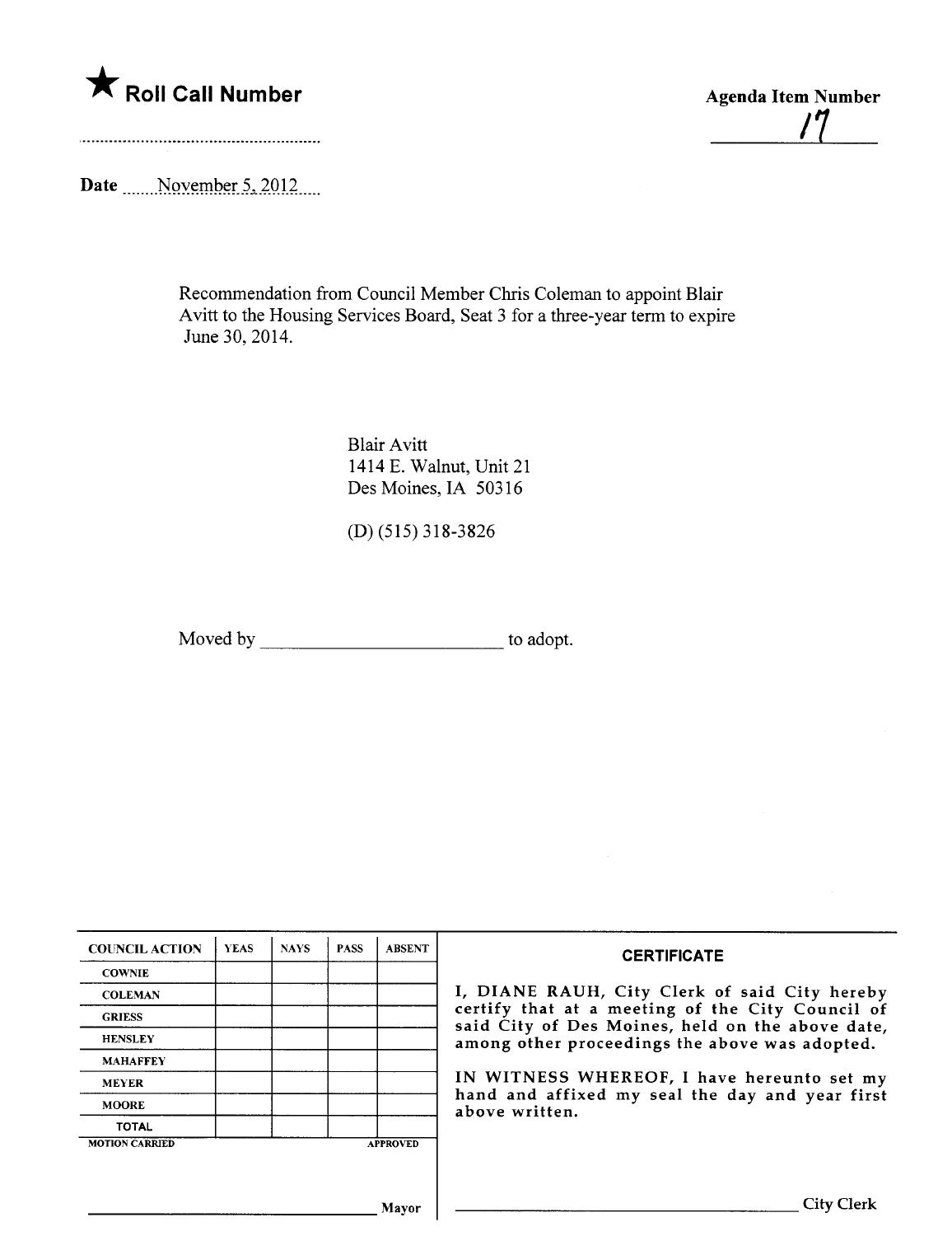★ **Roll Call Number**

**Agenda Item Number**

17

**Date** November 5, 2012

Recommendation from Council Member Chris Coleman to appoint Blair Avitt to the Housing Services Board, Seat 3 for a three-year term to expire June 30, 2014.

Blair Avitt
1414 E. Walnut, Unit 21
Des Moines, IA 50316

(D) (515) 318-3826

Moved by ________________________ to adopt.

| COUNCIL ACTION | YEAS | NAYS | PASS | ABSENT |
|---|---|---|---|---|
| COWNIE | | | | |
| COLEMAN | | | | |
| GRIESS | | | | |
| HENSLEY | | | | |
| MAHAFFEY | | | | |
| MEYER | | | | |
| MOORE | | | | |
| TOTAL | | | | |
| MOTION CARRIED | | | | APPROVED |

________________________________ Mayor

**CERTIFICATE**

I, DIANE RAUH, City Clerk of said City hereby certify that at a meeting of the City Council of said City of Des Moines, held on the above date, among other proceedings the above was adopted.

IN WITNESS WHEREOF, I have hereunto set my hand and affixed my seal the day and year first above written.

________________________________ City Clerk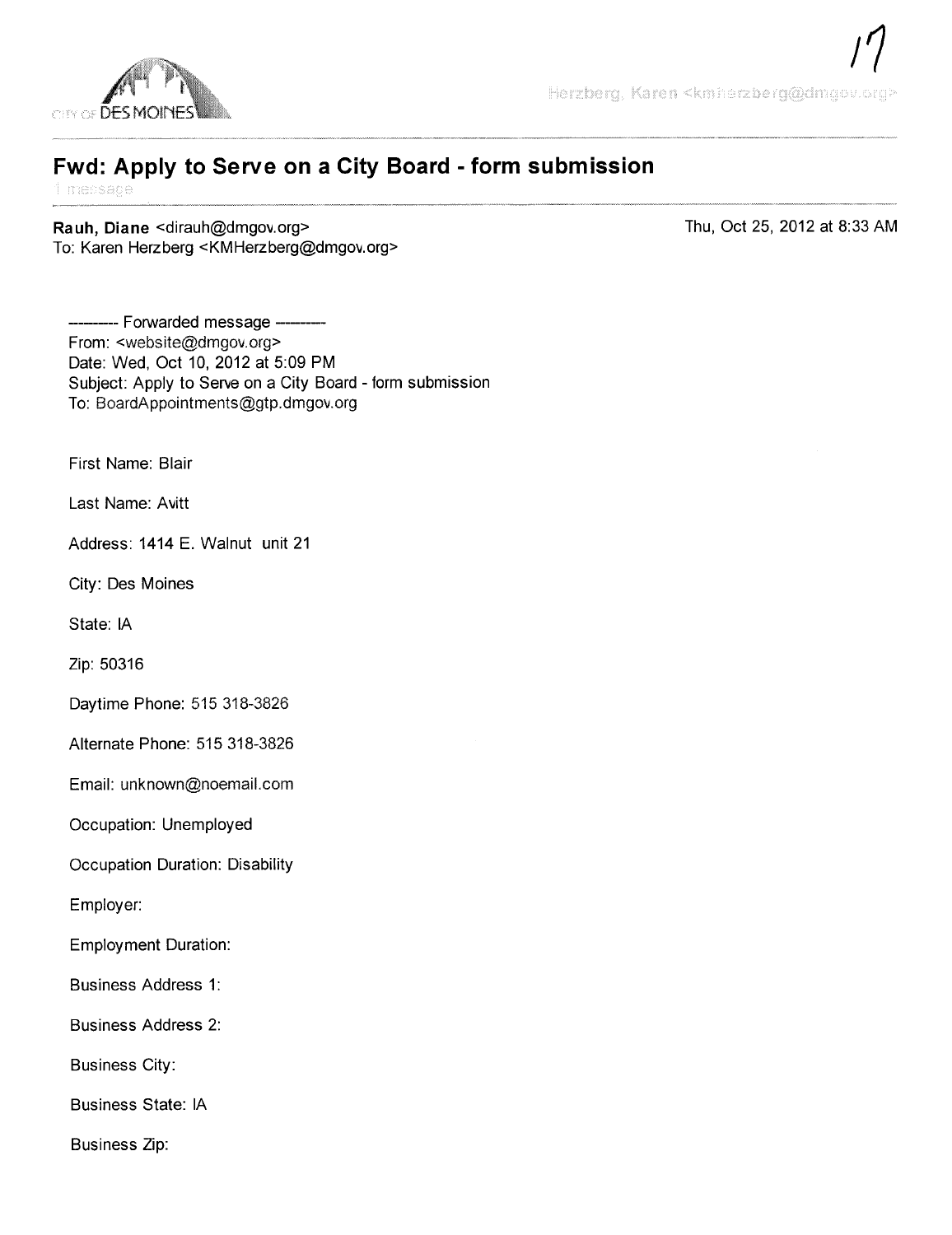CITY OF DES MOINES

Herzberg, Karen <kmherzberg@dmgov.org>

# Fwd: Apply to Serve on a City Board - form submission

1 message

**Rauh, Diane** <dirauh@dmgov.org>
To: Karen Herzberg <KMHerzberg@dmgov.org>

Thu, Oct 25, 2012 at 8:33 AM

---------- Forwarded message ----------
From: <website@dmgov.org>
Date: Wed, Oct 10, 2012 at 5:09 PM
Subject: Apply to Serve on a City Board - form submission
To: BoardAppointments@gtp.dmgov.org

First Name: Blair

Last Name: Avitt

Address: 1414 E. Walnut unit 21

City: Des Moines

State: IA

Zip: 50316

Daytime Phone: 515 318-3826

Alternate Phone: 515 318-3826

Email: unknown@noemail.com

Occupation: Unemployed

Occupation Duration: Disability

Employer:

Employment Duration:

Business Address 1:

Business Address 2:

Business City:

Business State: IA

Business Zip: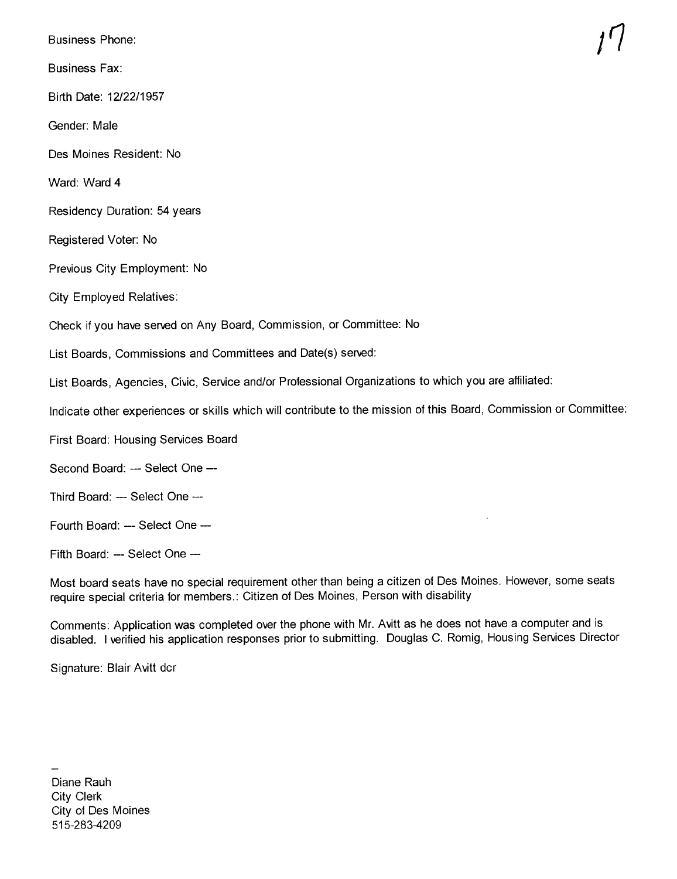Business Phone:

Business Fax:

Birth Date: 12/22/1957

Gender: Male

Des Moines Resident: No

Ward: Ward 4

Residency Duration: 54 years

Registered Voter: No

Previous City Employment: No

City Employed Relatives:

Check if you have served on Any Board, Commission, or Committee: No

List Boards, Commissions and Committees and Date(s) served:

List Boards, Agencies, Civic, Service and/or Professional Organizations to which you are affiliated:

Indicate other experiences or skills which will contribute to the mission of this Board, Commission or Committee:

First Board: Housing Services Board

Second Board: --- Select One ---

Third Board: --- Select One ---

Fourth Board: --- Select One ---

Fifth Board: --- Select One ---

Most board seats have no special requirement other than being a citizen of Des Moines. However, some seats require special criteria for members.: Citizen of Des Moines, Person with disability

Comments: Application was completed over the phone with Mr. Avitt as he does not have a computer and is disabled. I verified his application responses prior to submitting. Douglas C. Romig, Housing Services Director

Signature: Blair Avitt dcr

\-

Diane Rauh
City Clerk
City of Des Moines
515-283-4209